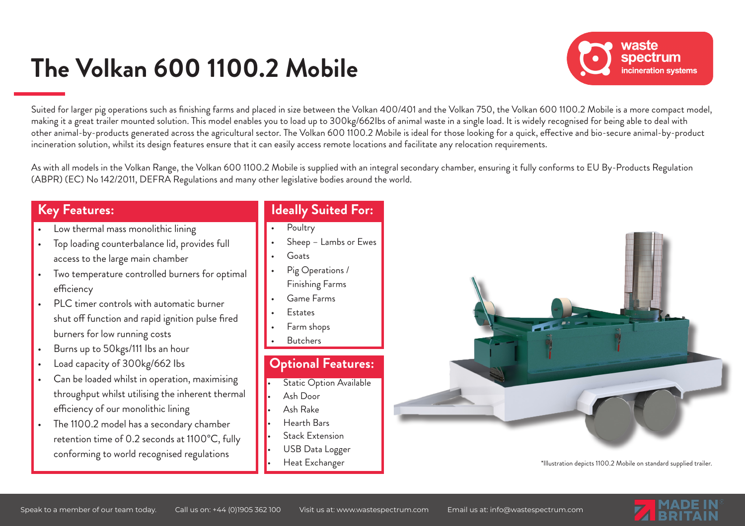# The Volkan 600 1100.2 Mobile

Suited for larger pig operations such as finishing farms and placed in size between the Volkan 400/401 and the Volkan 750, the Volkan 600 1100.2 Mobile is a more compact model, making it a great trailer mounted solution. This model enables you to load up to 300kg/662lbs of animal waste in a single load. It is widely recognised for being able to deal with other animal-by-products generated across the agricultural sector. The Volkan 600 1100.2 Mobile is ideal for those looking for a quick, effective and bio-secure animal-by-product incineration solution, whilst its design features ensure that it can easily access remote locations and facilitate any relocation requirements.

As with all models in the Volkan Range, the Volkan 600 1100.2 Mobile is supplied with an integral secondary chamber, ensuring it fully conforms to EU By-Products Regulation (ABPR) (EC) No 142/2011, DEFRA Regulations and many other legislative bodies around the world.

## Key Features:

- Low thermal mass monolithic lining
- Top loading counterbalance lid, provides full access to the large main chamber
- Two temperature controlled burners for optimal efficiency
- PLC timer controls with automatic burner shut off function and rapid ignition pulse fired burners for low running costs
- Burns up to 50kgs/111 lbs an hour
- Load capacity of 300kg/662 lbs
- Can be loaded whilst in operation, maximising throughput whilst utilising the inherent thermal efficiency of our monolithic lining
- The 1100.2 model has a secondary chamber retention time of 0.2 seconds at 1100°C, fully conforming to world recognised regulations

## Ideally Suited For:

- Poultry
- Sheep – Lambs or Ewes
- Goats
- Pig Operations / Finishing Farms
- Game Farms
- Estates
- Farm shops
- Butchers

## Optional Features:

- Static Option Available
- Ash Door
- Ash Rake
- Hearth Bars
- Stack Extension
- USB Data Logger
- Heat Exchanger

*Illustration depicts 1100.2 Mobile on standard supplied trailer.

Speak to a member of our team today. Call us on: +44 (0)1905 362 100 Visit us at: www.wastespectrum.com Email us at: info@wastespectrum.com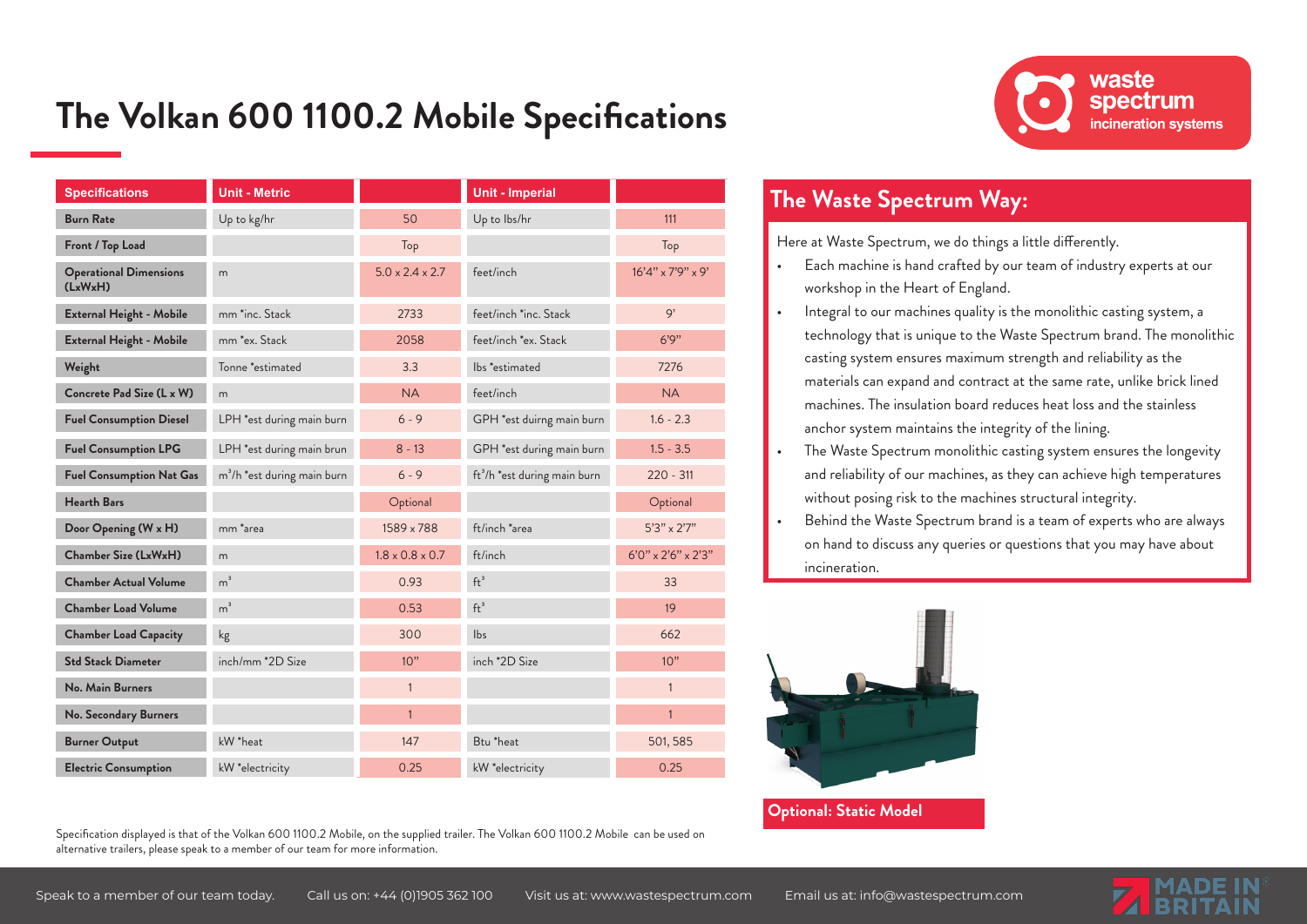# The Volkan 600 1100.2 Mobile Specifications

| Specifications | Unit - Metric | | Unit - Imperial | |
|---|---|---|---|---|
| Burn Rate | Up to kg/hr | 50 | Up to lbs/hr | 111 |
| Front / Top Load | | Top | | Top |
| Operational Dimensions (LxWxH) | m | 5.0 x 2.4 x 2.7 | feet/inch | 16'4" x 7'9" x 9' |
| External Height - Mobile | mm *inc. Stack | 2733 | feet/inch *inc. Stack | 9' |
| External Height - Mobile | mm *ex. Stack | 2058 | feet/inch *ex. Stack | 6'9" |
| Weight | Tonne *estimated | 3.3 | lbs *estimated | 7276 |
| Concrete Pad Size (L x W) | m | NA | feet/inch | NA |
| Fuel Consumption Diesel | LPH *est during main burn | 6 - 9 | GPH *est duirng main burn | 1.6 - 2.3 |
| Fuel Consumption LPG | LPH *est during main brun | 8 - 13 | GPH *est during main burn | 1.5 - 3.5 |
| Fuel Consumption Nat Gas | $m^3$/h *est during main burn | 6 - 9 | $ft^3$/h *est during main burn | 220 - 311 |
| Hearth Bars | | Optional | | Optional |
| Door Opening (W x H) | mm *area | 1589 x 788 | ft/inch *area | 5'3" x 2'7" |
| Chamber Size (LxWxH) | m | 1.8 x 0.8 x 0.7 | ft/inch | 6'0" x 2'6" x 2'3" |
| Chamber Actual Volume | $m^3$ | 0.93 | $ft^3$ | 33 |
| Chamber Load Volume | $m^3$ | 0.53 | $ft^3$ | 19 |
| Chamber Load Capacity | kg | 300 | lbs | 662 |
| Std Stack Diameter | inch/mm *2D Size | 10" | inch *2D Size | 10" |
| No. Main Burners | | 1 | | 1 |
| No. Secondary Burners | | 1 | | 1 |
| Burner Output | kW *heat | 147 | Btu *heat | 501, 585 |
| Electric Consumption | kW *electricity | 0.25 | kW *electricity | 0.25 |

Specification displayed is that of the Volkan 600 1100.2 Mobile, on the supplied trailer. The Volkan 600 1100.2 Mobile can be used on alternative trailers, please speak to a member of our team for more information.

## The Waste Spectrum Way:

Here at Waste Spectrum, we do things a little differently.

- Each machine is hand crafted by our team of industry experts at our workshop in the Heart of England.
- Integral to our machines quality is the monolithic casting system, a technology that is unique to the Waste Spectrum brand. The monolithic casting system ensures maximum strength and reliability as the materials can expand and contract at the same rate, unlike brick lined machines. The insulation board reduces heat loss and the stainless anchor system maintains the integrity of the lining.
- The Waste Spectrum monolithic casting system ensures the longevity and reliability of our machines, as they can achieve high temperatures without posing risk to the machines structural integrity.
- Behind the Waste Spectrum brand is a team of experts who are always on hand to discuss any queries or questions that you may have about incineration.

**Optional: Static Model**

Speak to a member of our team today. Call us on: +44 (0)1905 362 100 Visit us at: www.wastespectrum.com Email us at: info@wastespectrum.com